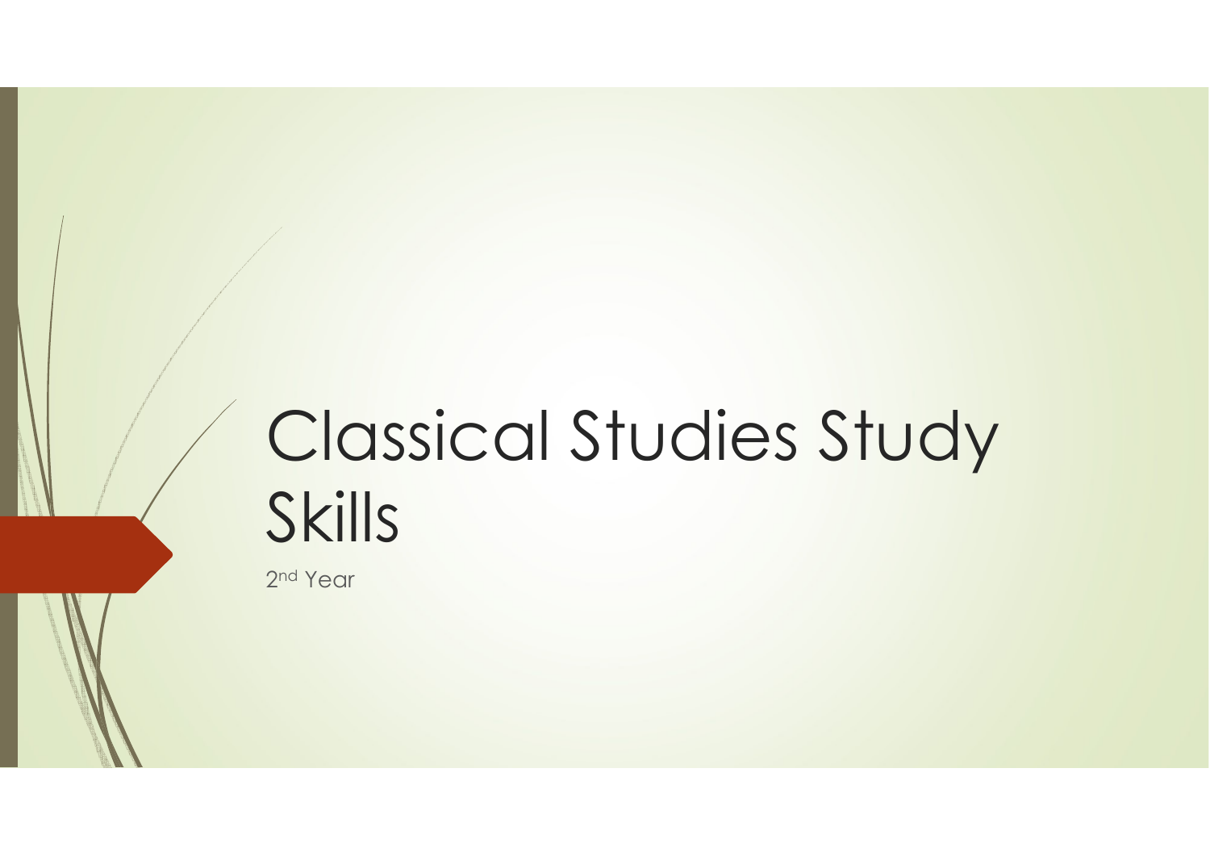# Classical Studies Study Skills

2nd Year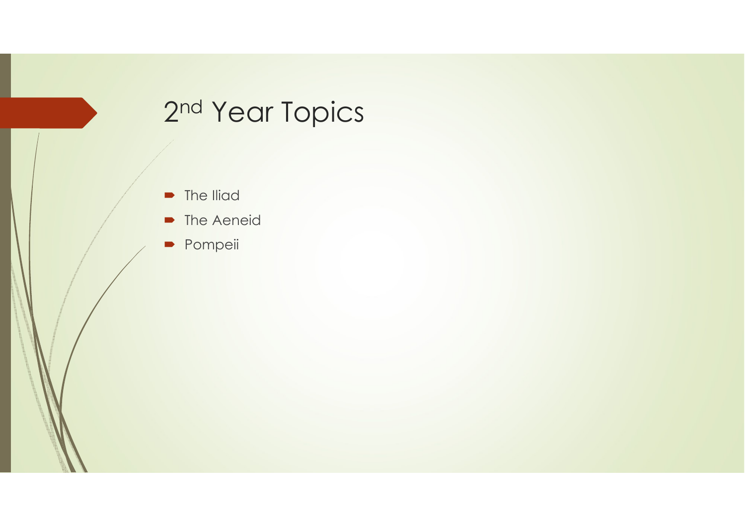# 2nd Year Topics

- The Iliad
- The Aeneid
- Pompeii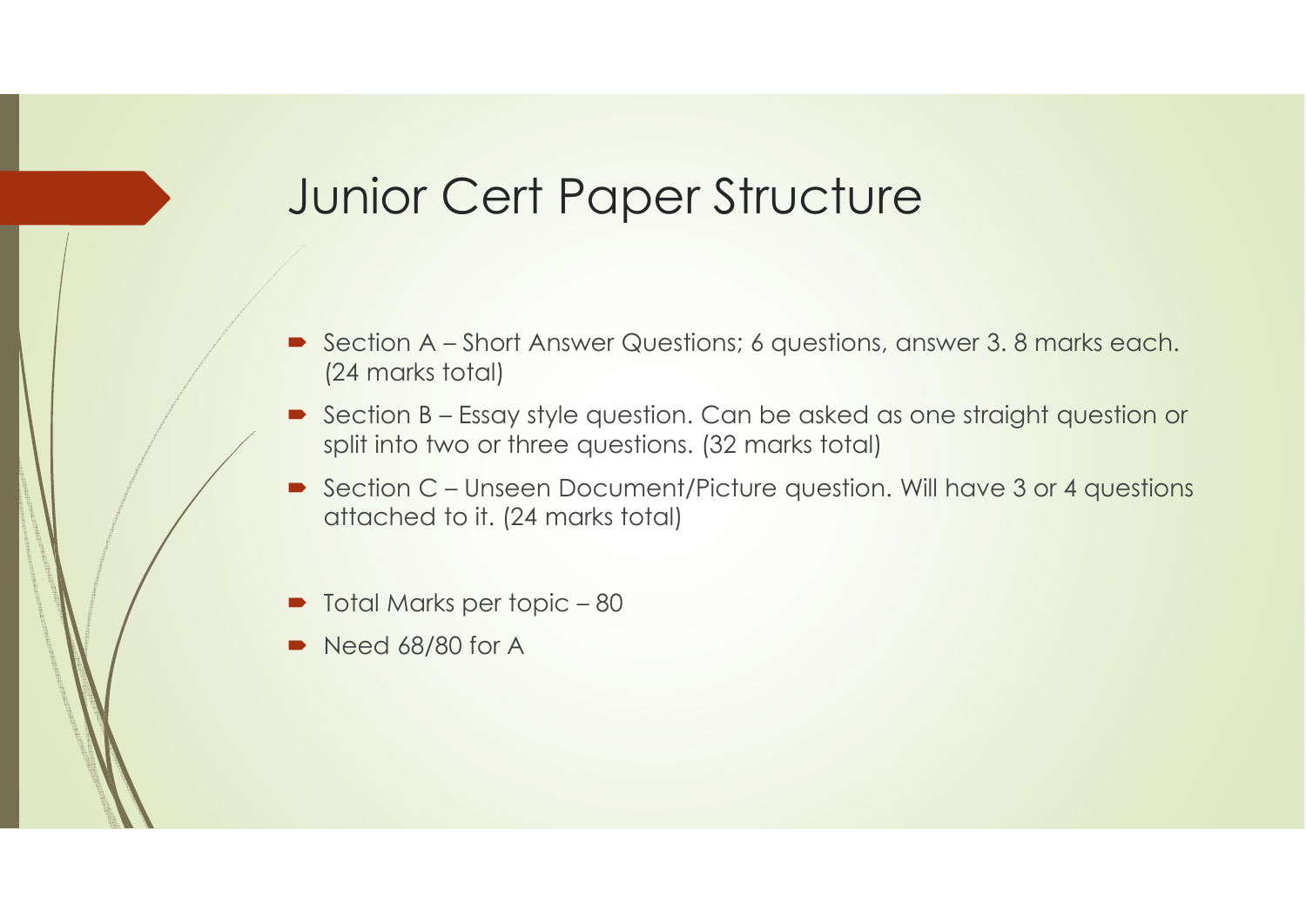# Junior Cert Paper Structure

- Section A – Short Answer Questions; 6 questions, answer 3. 8 marks each. (24 marks total)
- Section B – Essay style question. Can be asked as one straight question or split into two or three questions. (32 marks total)
- Section C – Unseen Document/Picture question. Will have 3 or 4 questions attached to it. (24 marks total)

- Total Marks per topic – 80
- Need 68/80 for A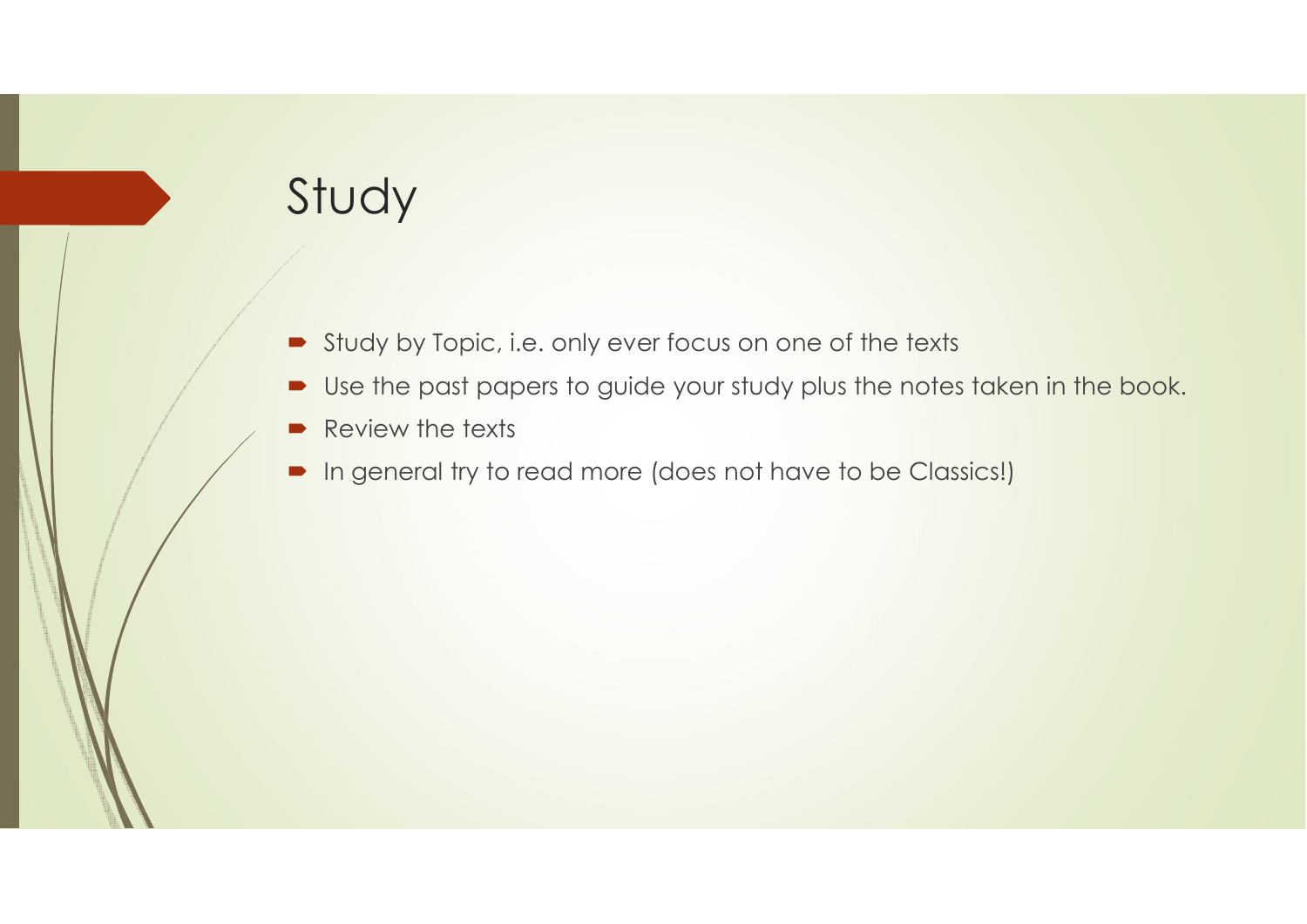# Study

- Study by Topic, i.e. only ever focus on one of the texts
- Use the past papers to guide your study plus the notes taken in the book.
- Review the texts
- In general try to read more (does not have to be Classics!)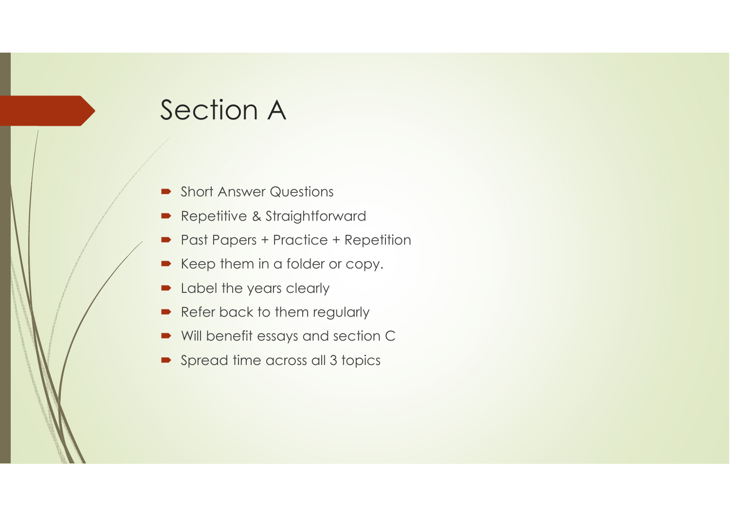# Section A

- Short Answer Questions
- Repetitive & Straightforward
- Past Papers + Practice + Repetition
- Keep them in a folder or copy.
- Label the years clearly
- Refer back to them regularly
- Will benefit essays and section C
- Spread time across all 3 topics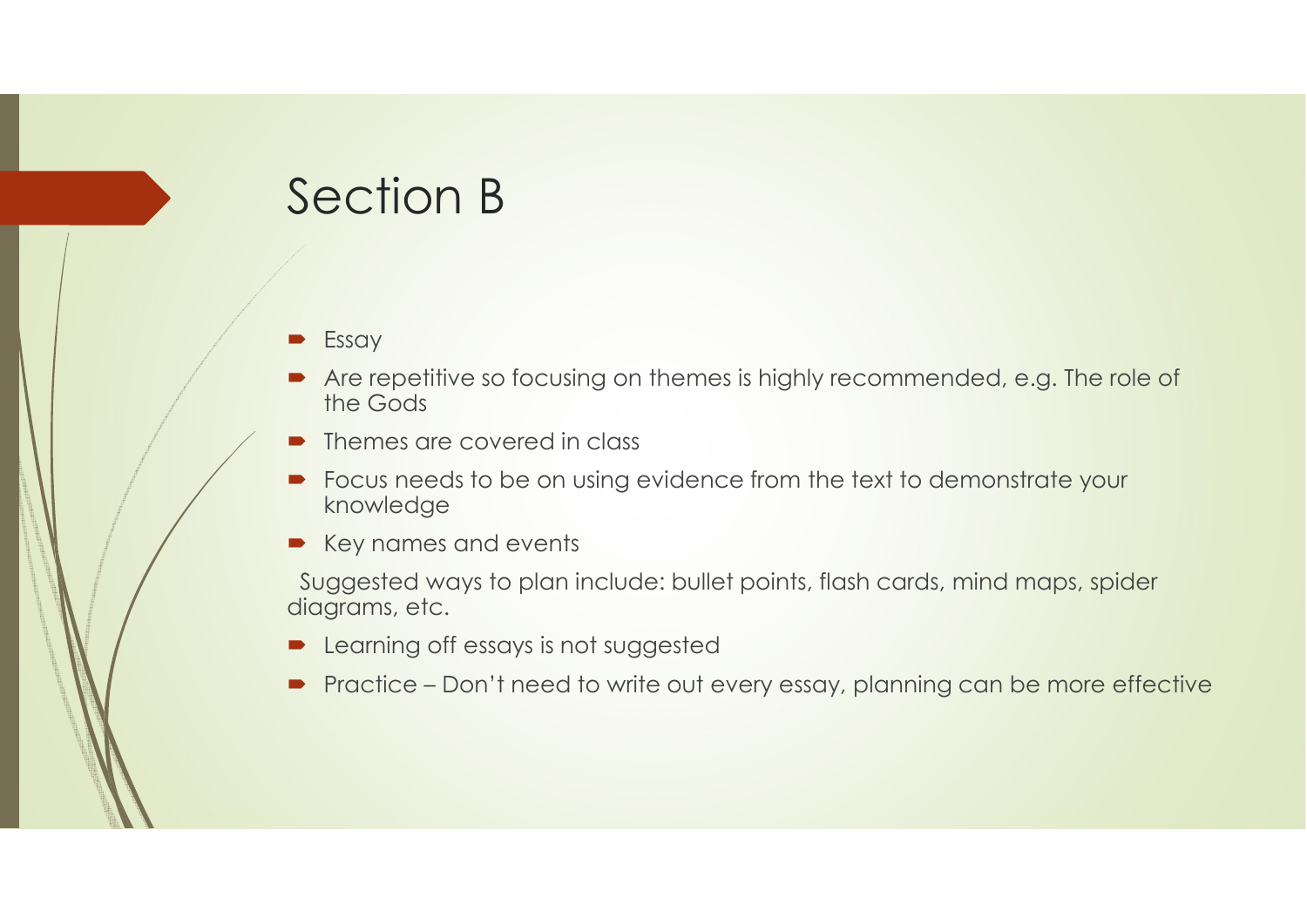# Section B

- Essay
- Are repetitive so focusing on themes is highly recommended, e.g. The role of the Gods
- Themes are covered in class
- Focus needs to be on using evidence from the text to demonstrate your knowledge
- Key names and events

Suggested ways to plan include: bullet points, flash cards, mind maps, spider diagrams, etc.

- Learning off essays is not suggested
- Practice – Don't need to write out every essay, planning can be more effective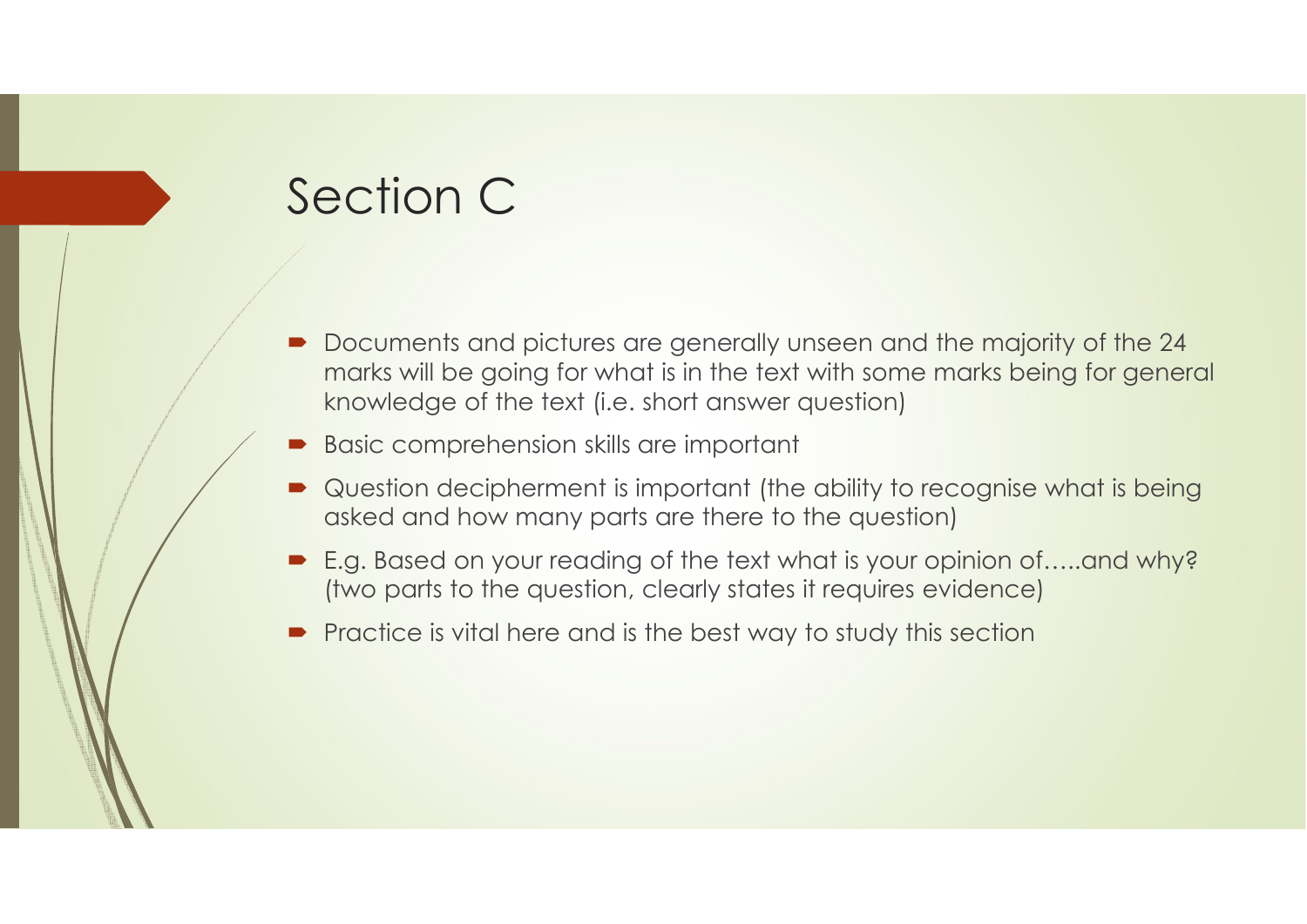# Section C

- Documents and pictures are generally unseen and the majority of the 24 marks will be going for what is in the text with some marks being for general knowledge of the text (i.e. short answer question)
- Basic comprehension skills are important
- Question decipherment is important (the ability to recognise what is being asked and how many parts are there to the question)
- E.g. Based on your reading of the text what is your opinion of…..and why? (two parts to the question, clearly states it requires evidence)
- Practice is vital here and is the best way to study this section